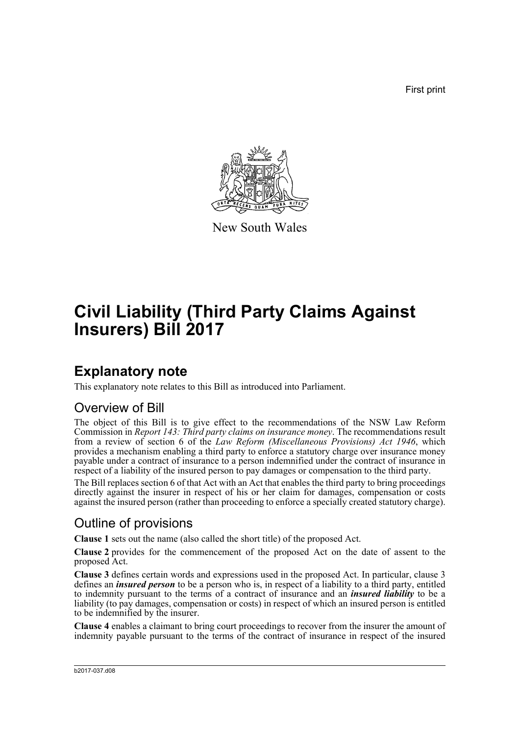First print

New South Wales

# Civil Liability (Third Party Claims Against Insurers) Bill 2017

## Explanatory note

This explanatory note relates to this Bill as introduced into Parliament.

### Overview of Bill

The object of this Bill is to give effect to the recommendations of the NSW Law Reform Commission in *Report 143: Third party claims on insurance money*. The recommendations result from a review of section 6 of the *Law Reform (Miscellaneous Provisions) Act 1946*, which provides a mechanism enabling a third party to enforce a statutory charge over insurance money payable under a contract of insurance to a person indemnified under the contract of insurance in respect of a liability of the insured person to pay damages or compensation to the third party.

The Bill replaces section 6 of that Act with an Act that enables the third party to bring proceedings directly against the insurer in respect of his or her claim for damages, compensation or costs against the insured person (rather than proceeding to enforce a specially created statutory charge).

### Outline of provisions

**Clause 1** sets out the name (also called the short title) of the proposed Act.

**Clause 2** provides for the commencement of the proposed Act on the date of assent to the proposed Act.

**Clause 3** defines certain words and expressions used in the proposed Act. In particular, clause 3 defines an ***insured person*** to be a person who is, in respect of a liability to a third party, entitled to indemnity pursuant to the terms of a contract of insurance and an ***insured liability*** to be a liability (to pay damages, compensation or costs) in respect of which an insured person is entitled to be indemnified by the insurer.

**Clause 4** enables a claimant to bring court proceedings to recover from the insurer the amount of indemnity payable pursuant to the terms of the contract of insurance in respect of the insured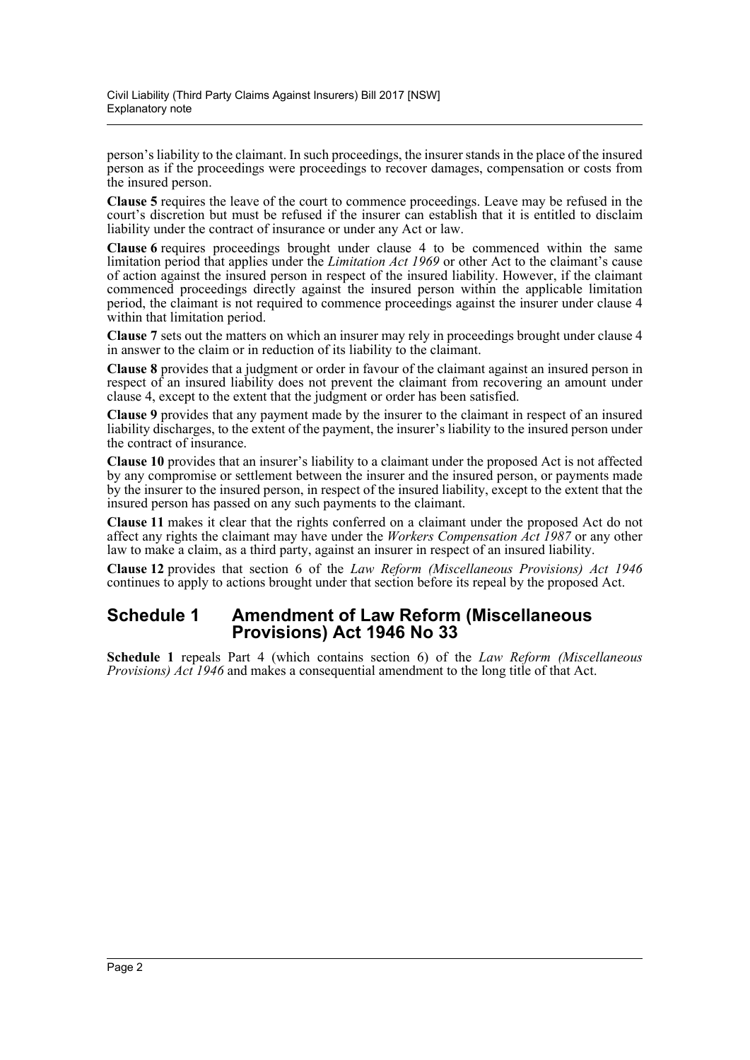person's liability to the claimant. In such proceedings, the insurer stands in the place of the insured person as if the proceedings were proceedings to recover damages, compensation or costs from the insured person.

**Clause 5** requires the leave of the court to commence proceedings. Leave may be refused in the court's discretion but must be refused if the insurer can establish that it is entitled to disclaim liability under the contract of insurance or under any Act or law.

**Clause 6** requires proceedings brought under clause 4 to be commenced within the same limitation period that applies under the *Limitation Act 1969* or other Act to the claimant's cause of action against the insured person in respect of the insured liability. However, if the claimant commenced proceedings directly against the insured person within the applicable limitation period, the claimant is not required to commence proceedings against the insurer under clause 4 within that limitation period.

**Clause 7** sets out the matters on which an insurer may rely in proceedings brought under clause 4 in answer to the claim or in reduction of its liability to the claimant.

**Clause 8** provides that a judgment or order in favour of the claimant against an insured person in respect of an insured liability does not prevent the claimant from recovering an amount under clause 4, except to the extent that the judgment or order has been satisfied.

**Clause 9** provides that any payment made by the insurer to the claimant in respect of an insured liability discharges, to the extent of the payment, the insurer's liability to the insured person under the contract of insurance.

**Clause 10** provides that an insurer's liability to a claimant under the proposed Act is not affected by any compromise or settlement between the insurer and the insured person, or payments made by the insurer to the insured person, in respect of the insured liability, except to the extent that the insured person has passed on any such payments to the claimant.

**Clause 11** makes it clear that the rights conferred on a claimant under the proposed Act do not affect any rights the claimant may have under the *Workers Compensation Act 1987* or any other law to make a claim, as a third party, against an insurer in respect of an insured liability.

**Clause 12** provides that section 6 of the *Law Reform (Miscellaneous Provisions) Act 1946* continues to apply to actions brought under that section before its repeal by the proposed Act.

## Schedule 1 Amendment of Law Reform (Miscellaneous Provisions) Act 1946 No 33

**Schedule 1** repeals Part 4 (which contains section 6) of the *Law Reform (Miscellaneous Provisions) Act 1946* and makes a consequential amendment to the long title of that Act.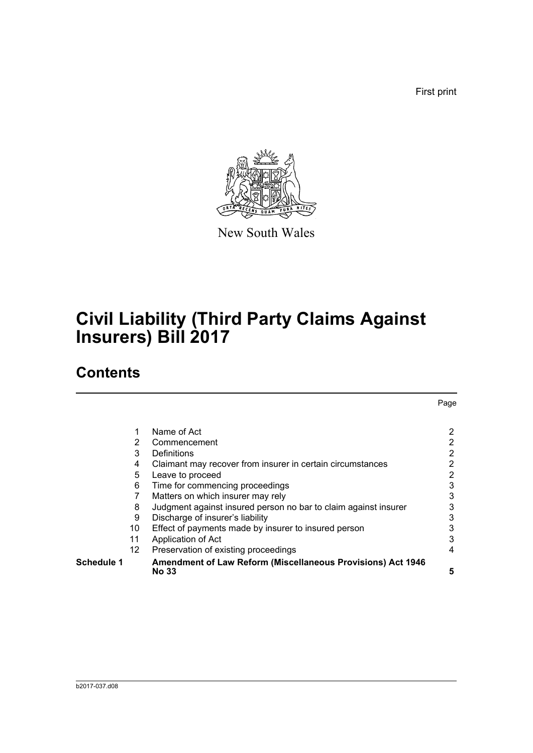First print

New South Wales

# Civil Liability (Third Party Claims Against Insurers) Bill 2017

## Contents

| | | | Page |
|---|---|---|---|
| | 1 | Name of Act | 2 |
| | 2 | Commencement | 2 |
| | 3 | Definitions | 2 |
| | 4 | Claimant may recover from insurer in certain circumstances | 2 |
| | 5 | Leave to proceed | 2 |
| | 6 | Time for commencing proceedings | 3 |
| | 7 | Matters on which insurer may rely | 3 |
| | 8 | Judgment against insured person no bar to claim against insurer | 3 |
| | 9 | Discharge of insurer's liability | 3 |
| | 10 | Effect of payments made by insurer to insured person | 3 |
| | 11 | Application of Act | 3 |
| | 12 | Preservation of existing proceedings | 4 |
| **Schedule 1** | | **Amendment of Law Reform (Miscellaneous Provisions) Act 1946 No 33** | **5** |

b2017-037.d08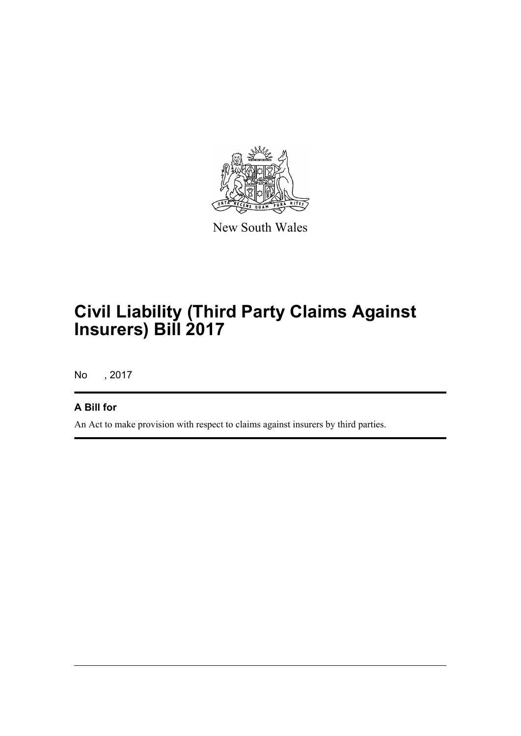New South Wales

# Civil Liability (Third Party Claims Against Insurers) Bill 2017

No , 2017

**A Bill for**

An Act to make provision with respect to claims against insurers by third parties.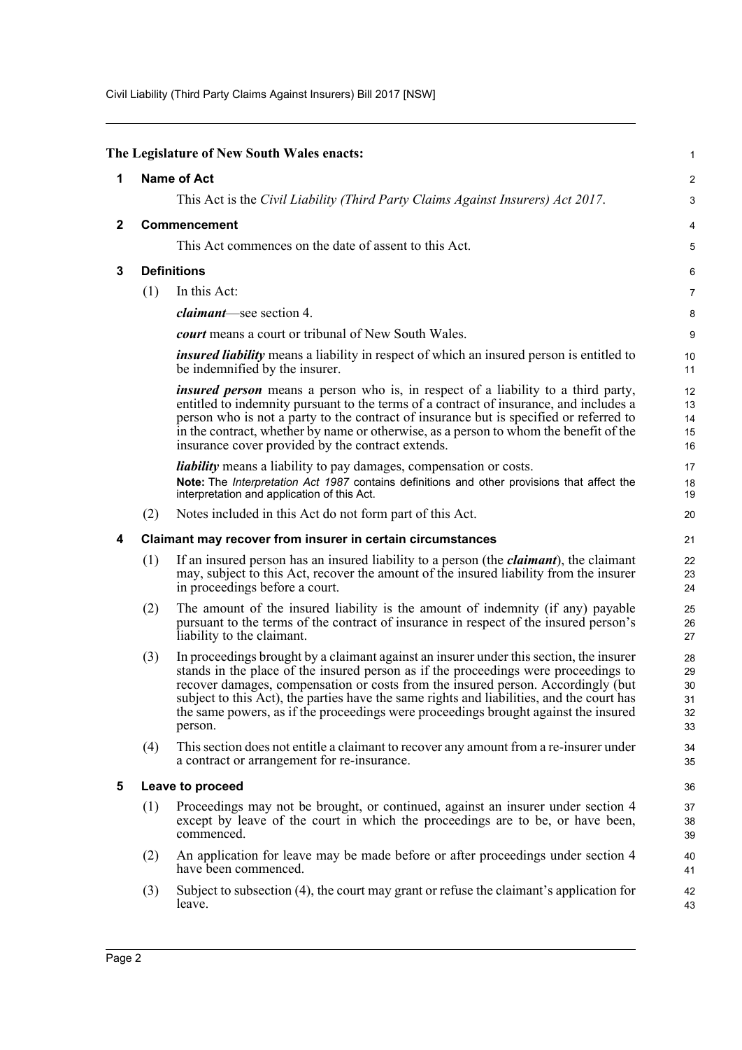**The Legislature of New South Wales enacts:**

## 1 Name of Act

This Act is the *Civil Liability (Third Party Claims Against Insurers) Act 2017*.

## 2 Commencement

This Act commences on the date of assent to this Act.

## 3 Definitions

(1) In this Act:

***claimant***—see section 4.

***court*** means a court or tribunal of New South Wales.

***insured liability*** means a liability in respect of which an insured person is entitled to be indemnified by the insurer.

***insured person*** means a person who is, in respect of a liability to a third party, entitled to indemnity pursuant to the terms of a contract of insurance, and includes a person who is not a party to the contract of insurance but is specified or referred to in the contract, whether by name or otherwise, as a person to whom the benefit of the insurance cover provided by the contract extends.

***liability*** means a liability to pay damages, compensation or costs.

**Note:** The *Interpretation Act 1987* contains definitions and other provisions that affect the interpretation and application of this Act.

(2) Notes included in this Act do not form part of this Act.

## 4 Claimant may recover from insurer in certain circumstances

(1) If an insured person has an insured liability to a person (the ***claimant***), the claimant may, subject to this Act, recover the amount of the insured liability from the insurer in proceedings before a court.

(2) The amount of the insured liability is the amount of indemnity (if any) payable pursuant to the terms of the contract of insurance in respect of the insured person's liability to the claimant.

(3) In proceedings brought by a claimant against an insurer under this section, the insurer stands in the place of the insured person as if the proceedings were proceedings to recover damages, compensation or costs from the insured person. Accordingly (but subject to this Act), the parties have the same rights and liabilities, and the court has the same powers, as if the proceedings were proceedings brought against the insured person.

(4) This section does not entitle a claimant to recover any amount from a re-insurer under a contract or arrangement for re-insurance.

## 5 Leave to proceed

(1) Proceedings may not be brought, or continued, against an insurer under section 4 except by leave of the court in which the proceedings are to be, or have been, commenced.

(2) An application for leave may be made before or after proceedings under section 4 have been commenced.

(3) Subject to subsection (4), the court may grant or refuse the claimant's application for leave.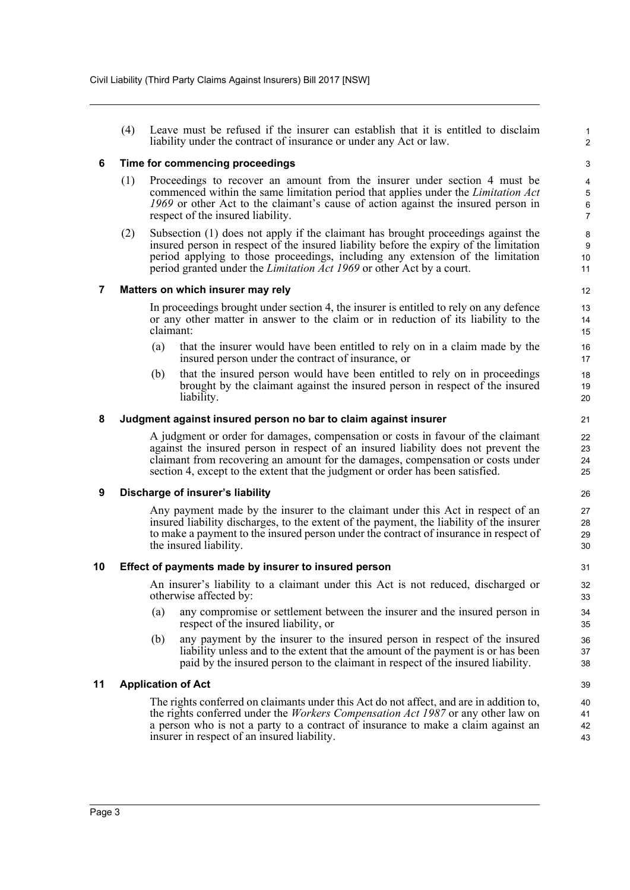(4) Leave must be refused if the insurer can establish that it is entitled to disclaim liability under the contract of insurance or under any Act or law.

## 6 Time for commencing proceedings

(1) Proceedings to recover an amount from the insurer under section 4 must be commenced within the same limitation period that applies under the *Limitation Act 1969* or other Act to the claimant's cause of action against the insured person in respect of the insured liability.

(2) Subsection (1) does not apply if the claimant has brought proceedings against the insured person in respect of the insured liability before the expiry of the limitation period applying to those proceedings, including any extension of the limitation period granted under the *Limitation Act 1969* or other Act by a court.

## 7 Matters on which insurer may rely

In proceedings brought under section 4, the insurer is entitled to rely on any defence or any other matter in answer to the claim or in reduction of its liability to the claimant:

(a) that the insurer would have been entitled to rely on in a claim made by the insured person under the contract of insurance, or

(b) that the insured person would have been entitled to rely on in proceedings brought by the claimant against the insured person in respect of the insured liability.

## 8 Judgment against insured person no bar to claim against insurer

A judgment or order for damages, compensation or costs in favour of the claimant against the insured person in respect of an insured liability does not prevent the claimant from recovering an amount for the damages, compensation or costs under section 4, except to the extent that the judgment or order has been satisfied.

## 9 Discharge of insurer's liability

Any payment made by the insurer to the claimant under this Act in respect of an insured liability discharges, to the extent of the payment, the liability of the insurer to make a payment to the insured person under the contract of insurance in respect of the insured liability.

## 10 Effect of payments made by insurer to insured person

An insurer's liability to a claimant under this Act is not reduced, discharged or otherwise affected by:

(a) any compromise or settlement between the insurer and the insured person in respect of the insured liability, or

(b) any payment by the insurer to the insured person in respect of the insured liability unless and to the extent that the amount of the payment is or has been paid by the insured person to the claimant in respect of the insured liability.

## 11 Application of Act

The rights conferred on claimants under this Act do not affect, and are in addition to, the rights conferred under the *Workers Compensation Act 1987* or any other law on a person who is not a party to a contract of insurance to make a claim against an insurer in respect of an insured liability.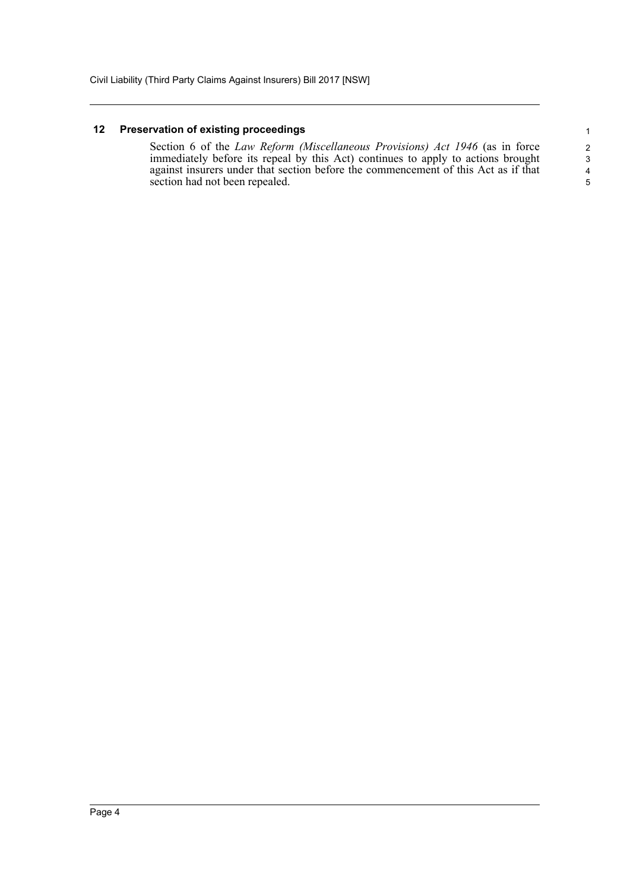### 12 Preservation of existing proceedings

Section 6 of the *Law Reform (Miscellaneous Provisions) Act 1946* (as in force immediately before its repeal by this Act) continues to apply to actions brought against insurers under that section before the commencement of this Act as if that section had not been repealed.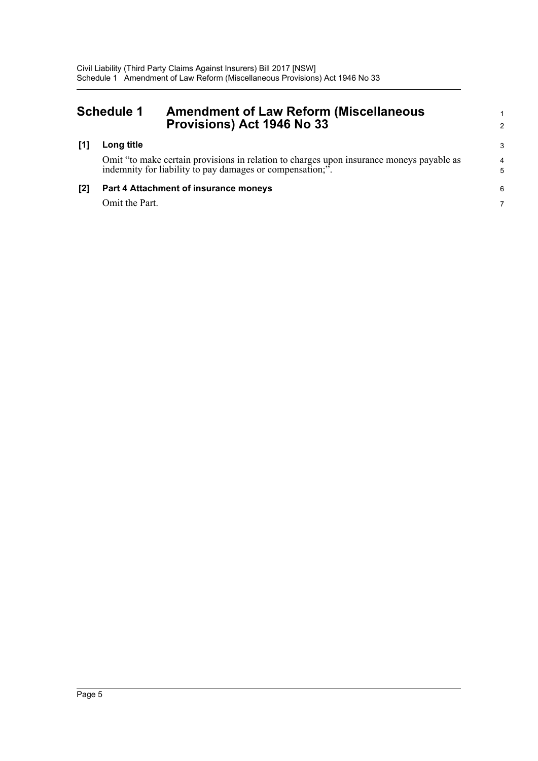## Schedule 1 Amendment of Law Reform (Miscellaneous Provisions) Act 1946 No 33

**[1] Long title**

Omit "to make certain provisions in relation to charges upon insurance moneys payable as indemnity for liability to pay damages or compensation;".

**[2] Part 4 Attachment of insurance moneys**

Omit the Part.